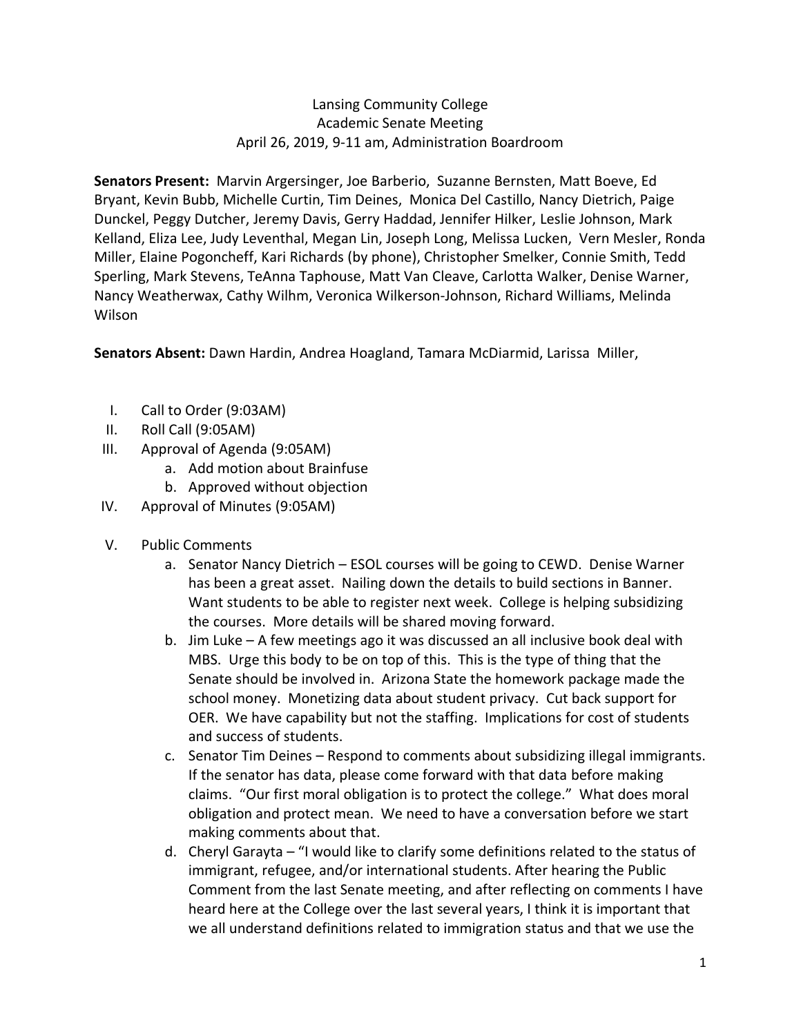Lansing Community College
Academic Senate Meeting
April 26, 2019, 9-11 am, Administration Boardroom

**Senators Present:** Marvin Argersinger, Joe Barberio, Suzanne Bernsten, Matt Boeve, Ed Bryant, Kevin Bubb, Michelle Curtin, Tim Deines, Monica Del Castillo, Nancy Dietrich, Paige Dunckel, Peggy Dutcher, Jeremy Davis, Gerry Haddad, Jennifer Hilker, Leslie Johnson, Mark Kelland, Eliza Lee, Judy Leventhal, Megan Lin, Joseph Long, Melissa Lucken, Vern Mesler, Ronda Miller, Elaine Pogoncheff, Kari Richards (by phone), Christopher Smelker, Connie Smith, Tedd Sperling, Mark Stevens, TeAnna Taphouse, Matt Van Cleave, Carlotta Walker, Denise Warner, Nancy Weatherwax, Cathy Wilhm, Veronica Wilkerson-Johnson, Richard Williams, Melinda Wilson

**Senators Absent:** Dawn Hardin, Andrea Hoagland, Tamara McDiarmid, Larissa Miller,

I. Call to Order (9:03AM)
II. Roll Call (9:05AM)
III. Approval of Agenda (9:05AM)
   a. Add motion about Brainfuse
   b. Approved without objection
IV. Approval of Minutes (9:05AM)
V. Public Comments
   a. Senator Nancy Dietrich – ESOL courses will be going to CEWD. Denise Warner has been a great asset. Nailing down the details to build sections in Banner. Want students to be able to register next week. College is helping subsidizing the courses. More details will be shared moving forward.
   b. Jim Luke – A few meetings ago it was discussed an all inclusive book deal with MBS. Urge this body to be on top of this. This is the type of thing that the Senate should be involved in. Arizona State the homework package made the school money. Monetizing data about student privacy. Cut back support for OER. We have capability but not the staffing. Implications for cost of students and success of students.
   c. Senator Tim Deines – Respond to comments about subsidizing illegal immigrants. If the senator has data, please come forward with that data before making claims. "Our first moral obligation is to protect the college." What does moral obligation and protect mean. We need to have a conversation before we start making comments about that.
   d. Cheryl Garayta – "I would like to clarify some definitions related to the status of immigrant, refugee, and/or international students. After hearing the Public Comment from the last Senate meeting, and after reflecting on comments I have heard here at the College over the last several years, I think it is important that we all understand definitions related to immigration status and that we use the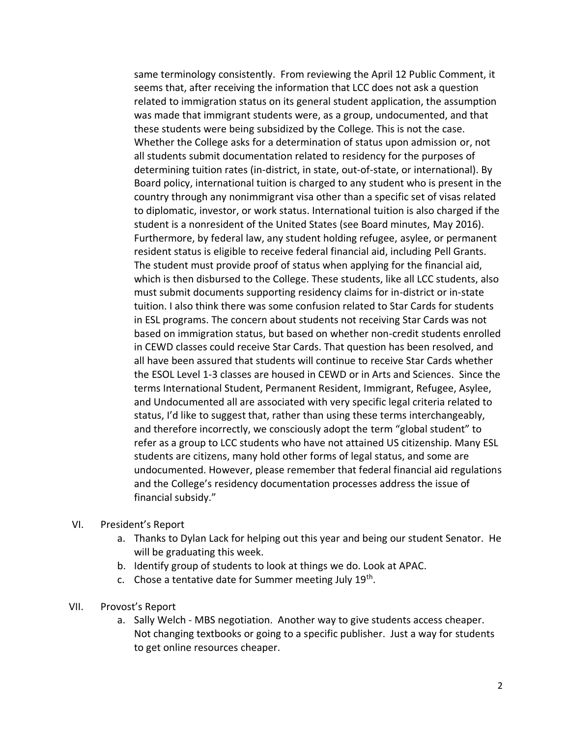same terminology consistently. From reviewing the April 12 Public Comment, it seems that, after receiving the information that LCC does not ask a question related to immigration status on its general student application, the assumption was made that immigrant students were, as a group, undocumented, and that these students were being subsidized by the College. This is not the case. Whether the College asks for a determination of status upon admission or, not all students submit documentation related to residency for the purposes of determining tuition rates (in-district, in state, out-of-state, or international). By Board policy, international tuition is charged to any student who is present in the country through any nonimmigrant visa other than a specific set of visas related to diplomatic, investor, or work status. International tuition is also charged if the student is a nonresident of the United States (see Board minutes, May 2016). Furthermore, by federal law, any student holding refugee, asylee, or permanent resident status is eligible to receive federal financial aid, including Pell Grants. The student must provide proof of status when applying for the financial aid, which is then disbursed to the College. These students, like all LCC students, also must submit documents supporting residency claims for in-district or in-state tuition. I also think there was some confusion related to Star Cards for students in ESL programs. The concern about students not receiving Star Cards was not based on immigration status, but based on whether non-credit students enrolled in CEWD classes could receive Star Cards. That question has been resolved, and all have been assured that students will continue to receive Star Cards whether the ESOL Level 1-3 classes are housed in CEWD or in Arts and Sciences. Since the terms International Student, Permanent Resident, Immigrant, Refugee, Asylee, and Undocumented all are associated with very specific legal criteria related to status, I'd like to suggest that, rather than using these terms interchangeably, and therefore incorrectly, we consciously adopt the term "global student" to refer as a group to LCC students who have not attained US citizenship. Many ESL students are citizens, many hold other forms of legal status, and some are undocumented. However, please remember that federal financial aid regulations and the College's residency documentation processes address the issue of financial subsidy."

VI. President's Report
   a. Thanks to Dylan Lack for helping out this year and being our student Senator. He will be graduating this week.
   b. Identify group of students to look at things we do. Look at APAC.
   c. Chose a tentative date for Summer meeting July 19th.

VII. Provost's Report
   a. Sally Welch - MBS negotiation. Another way to give students access cheaper. Not changing textbooks or going to a specific publisher. Just a way for students to get online resources cheaper.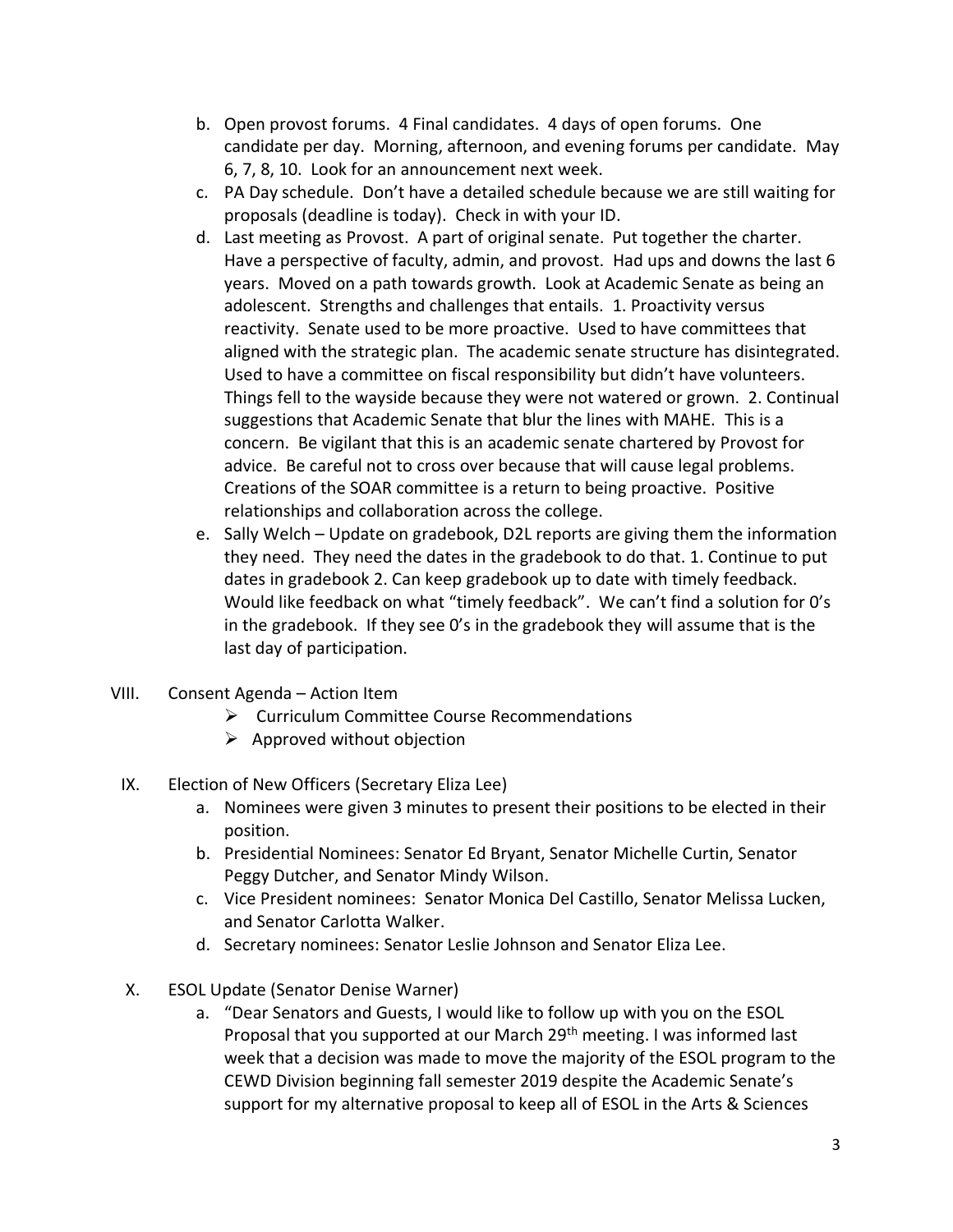b. Open provost forums. 4 Final candidates. 4 days of open forums. One candidate per day. Morning, afternoon, and evening forums per candidate. May 6, 7, 8, 10. Look for an announcement next week.

c. PA Day schedule. Don't have a detailed schedule because we are still waiting for proposals (deadline is today). Check in with your ID.

d. Last meeting as Provost. A part of original senate. Put together the charter. Have a perspective of faculty, admin, and provost. Had ups and downs the last 6 years. Moved on a path towards growth. Look at Academic Senate as being an adolescent. Strengths and challenges that entails. 1. Proactivity versus reactivity. Senate used to be more proactive. Used to have committees that aligned with the strategic plan. The academic senate structure has disintegrated. Used to have a committee on fiscal responsibility but didn't have volunteers. Things fell to the wayside because they were not watered or grown. 2. Continual suggestions that Academic Senate that blur the lines with MAHE. This is a concern. Be vigilant that this is an academic senate chartered by Provost for advice. Be careful not to cross over because that will cause legal problems. Creations of the SOAR committee is a return to being proactive. Positive relationships and collaboration across the college.

e. Sally Welch – Update on gradebook, D2L reports are giving them the information they need. They need the dates in the gradebook to do that. 1. Continue to put dates in gradebook 2. Can keep gradebook up to date with timely feedback. Would like feedback on what "timely feedback". We can't find a solution for 0's in the gradebook. If they see 0's in the gradebook they will assume that is the last day of participation.

VIII. Consent Agenda – Action Item

- Curriculum Committee Course Recommendations
- Approved without objection

IX. Election of New Officers (Secretary Eliza Lee)

a. Nominees were given 3 minutes to present their positions to be elected in their position.

b. Presidential Nominees: Senator Ed Bryant, Senator Michelle Curtin, Senator Peggy Dutcher, and Senator Mindy Wilson.

c. Vice President nominees: Senator Monica Del Castillo, Senator Melissa Lucken, and Senator Carlotta Walker.

d. Secretary nominees: Senator Leslie Johnson and Senator Eliza Lee.

X. ESOL Update (Senator Denise Warner)

a. "Dear Senators and Guests, I would like to follow up with you on the ESOL Proposal that you supported at our March 29th meeting. I was informed last week that a decision was made to move the majority of the ESOL program to the CEWD Division beginning fall semester 2019 despite the Academic Senate's support for my alternative proposal to keep all of ESOL in the Arts & Sciences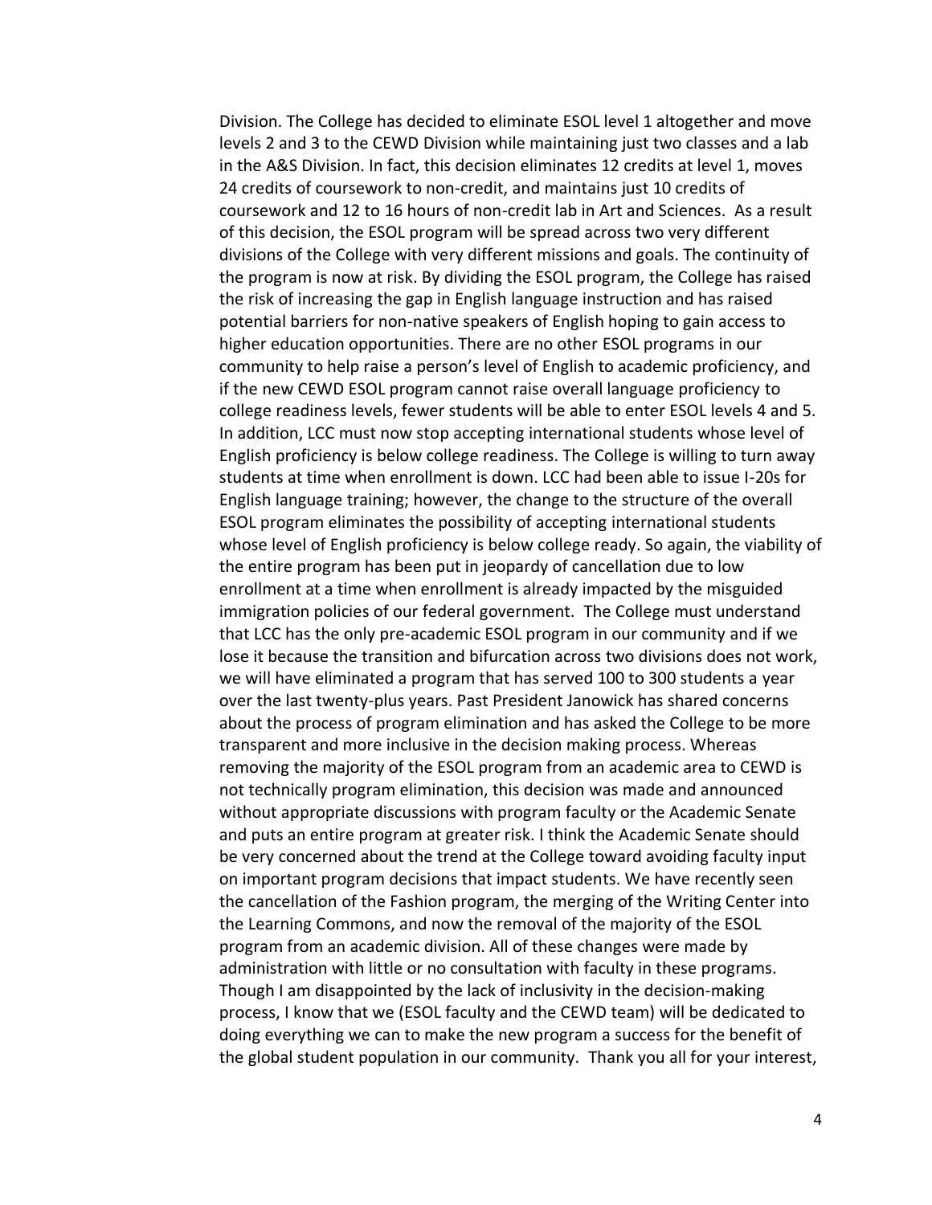Division. The College has decided to eliminate ESOL level 1 altogether and move levels 2 and 3 to the CEWD Division while maintaining just two classes and a lab in the A&S Division. In fact, this decision eliminates 12 credits at level 1, moves 24 credits of coursework to non-credit, and maintains just 10 credits of coursework and 12 to 16 hours of non-credit lab in Art and Sciences. As a result of this decision, the ESOL program will be spread across two very different divisions of the College with very different missions and goals. The continuity of the program is now at risk. By dividing the ESOL program, the College has raised the risk of increasing the gap in English language instruction and has raised potential barriers for non-native speakers of English hoping to gain access to higher education opportunities. There are no other ESOL programs in our community to help raise a person's level of English to academic proficiency, and if the new CEWD ESOL program cannot raise overall language proficiency to college readiness levels, fewer students will be able to enter ESOL levels 4 and 5. In addition, LCC must now stop accepting international students whose level of English proficiency is below college readiness. The College is willing to turn away students at time when enrollment is down. LCC had been able to issue I-20s for English language training; however, the change to the structure of the overall ESOL program eliminates the possibility of accepting international students whose level of English proficiency is below college ready. So again, the viability of the entire program has been put in jeopardy of cancellation due to low enrollment at a time when enrollment is already impacted by the misguided immigration policies of our federal government. The College must understand that LCC has the only pre-academic ESOL program in our community and if we lose it because the transition and bifurcation across two divisions does not work, we will have eliminated a program that has served 100 to 300 students a year over the last twenty-plus years. Past President Janowick has shared concerns about the process of program elimination and has asked the College to be more transparent and more inclusive in the decision making process. Whereas removing the majority of the ESOL program from an academic area to CEWD is not technically program elimination, this decision was made and announced without appropriate discussions with program faculty or the Academic Senate and puts an entire program at greater risk. I think the Academic Senate should be very concerned about the trend at the College toward avoiding faculty input on important program decisions that impact students. We have recently seen the cancellation of the Fashion program, the merging of the Writing Center into the Learning Commons, and now the removal of the majority of the ESOL program from an academic division. All of these changes were made by administration with little or no consultation with faculty in these programs. Though I am disappointed by the lack of inclusivity in the decision-making process, I know that we (ESOL faculty and the CEWD team) will be dedicated to doing everything we can to make the new program a success for the benefit of the global student population in our community. Thank you all for your interest,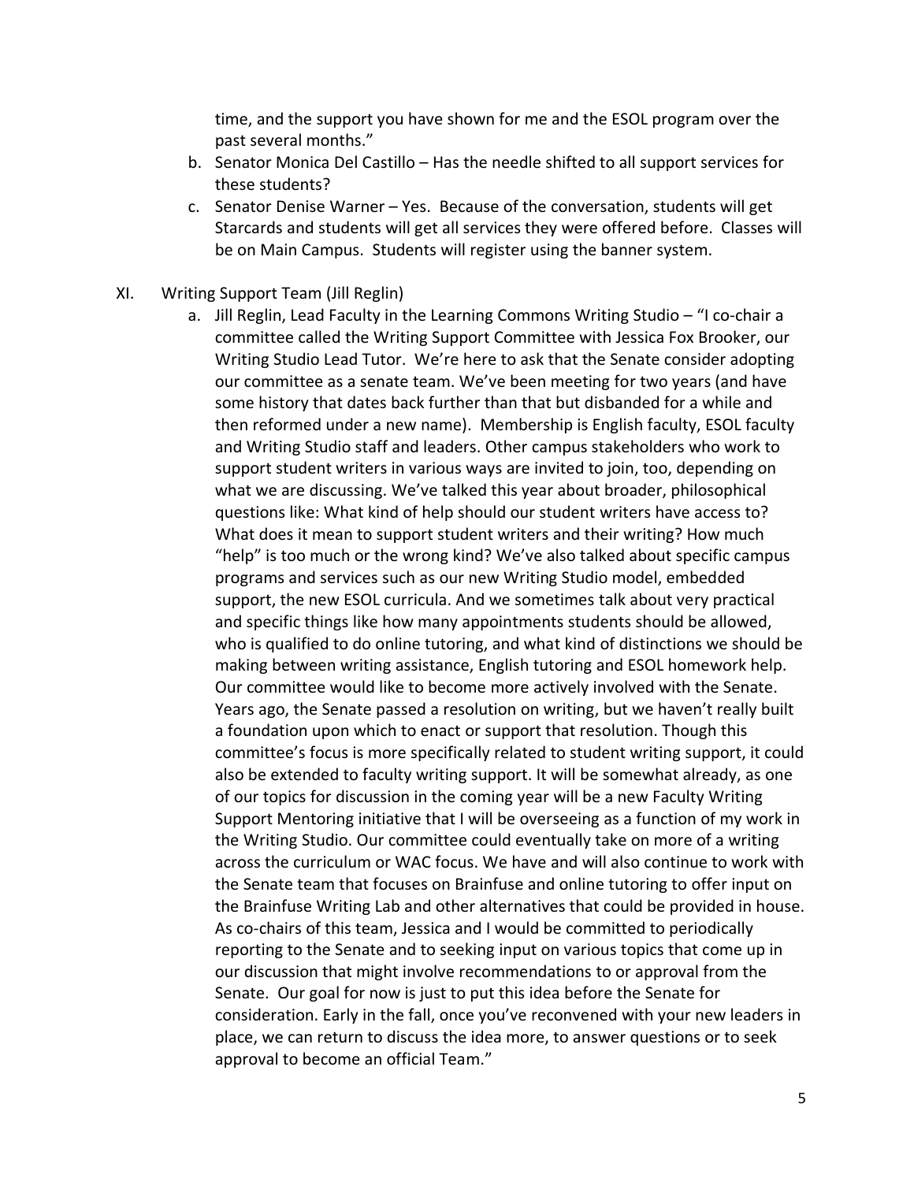time, and the support you have shown for me and the ESOL program over the past several months."

b. Senator Monica Del Castillo – Has the needle shifted to all support services for these students?

c. Senator Denise Warner – Yes. Because of the conversation, students will get Starcards and students will get all services they were offered before. Classes will be on Main Campus. Students will register using the banner system.

XI. Writing Support Team (Jill Reglin)

a. Jill Reglin, Lead Faculty in the Learning Commons Writing Studio – "I co-chair a committee called the Writing Support Committee with Jessica Fox Brooker, our Writing Studio Lead Tutor. We're here to ask that the Senate consider adopting our committee as a senate team. We've been meeting for two years (and have some history that dates back further than that but disbanded for a while and then reformed under a new name). Membership is English faculty, ESOL faculty and Writing Studio staff and leaders. Other campus stakeholders who work to support student writers in various ways are invited to join, too, depending on what we are discussing. We've talked this year about broader, philosophical questions like: What kind of help should our student writers have access to? What does it mean to support student writers and their writing? How much "help" is too much or the wrong kind? We've also talked about specific campus programs and services such as our new Writing Studio model, embedded support, the new ESOL curricula. And we sometimes talk about very practical and specific things like how many appointments students should be allowed, who is qualified to do online tutoring, and what kind of distinctions we should be making between writing assistance, English tutoring and ESOL homework help. Our committee would like to become more actively involved with the Senate. Years ago, the Senate passed a resolution on writing, but we haven't really built a foundation upon which to enact or support that resolution. Though this committee's focus is more specifically related to student writing support, it could also be extended to faculty writing support. It will be somewhat already, as one of our topics for discussion in the coming year will be a new Faculty Writing Support Mentoring initiative that I will be overseeing as a function of my work in the Writing Studio. Our committee could eventually take on more of a writing across the curriculum or WAC focus. We have and will also continue to work with the Senate team that focuses on Brainfuse and online tutoring to offer input on the Brainfuse Writing Lab and other alternatives that could be provided in house. As co-chairs of this team, Jessica and I would be committed to periodically reporting to the Senate and to seeking input on various topics that come up in our discussion that might involve recommendations to or approval from the Senate. Our goal for now is just to put this idea before the Senate for consideration. Early in the fall, once you've reconvened with your new leaders in place, we can return to discuss the idea more, to answer questions or to seek approval to become an official Team."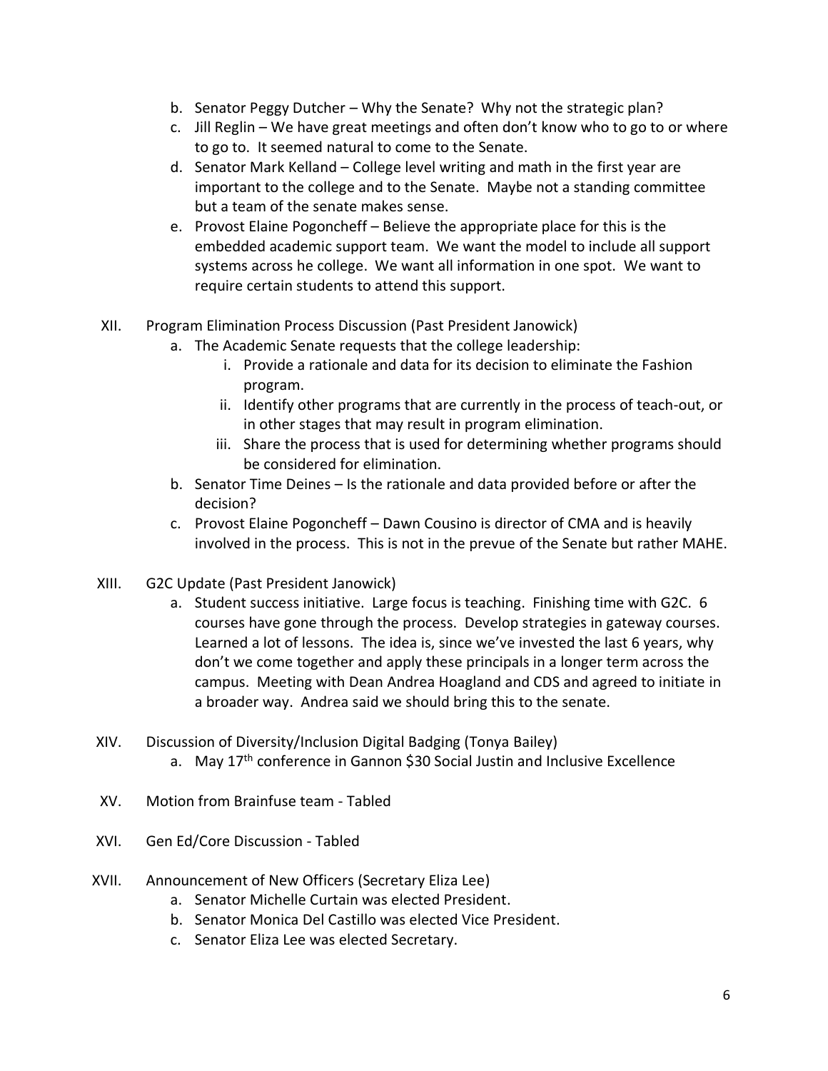b. Senator Peggy Dutcher – Why the Senate? Why not the strategic plan?

c. Jill Reglin – We have great meetings and often don't know who to go to or where to go to. It seemed natural to come to the Senate.

d. Senator Mark Kelland – College level writing and math in the first year are important to the college and to the Senate. Maybe not a standing committee but a team of the senate makes sense.

e. Provost Elaine Pogoncheff – Believe the appropriate place for this is the embedded academic support team. We want the model to include all support systems across he college. We want all information in one spot. We want to require certain students to attend this support.

XII. Program Elimination Process Discussion (Past President Janowick)

a. The Academic Senate requests that the college leadership:

i. Provide a rationale and data for its decision to eliminate the Fashion program.

ii. Identify other programs that are currently in the process of teach-out, or in other stages that may result in program elimination.

iii. Share the process that is used for determining whether programs should be considered for elimination.

b. Senator Time Deines – Is the rationale and data provided before or after the decision?

c. Provost Elaine Pogoncheff – Dawn Cousino is director of CMA and is heavily involved in the process. This is not in the prevue of the Senate but rather MAHE.

XIII. G2C Update (Past President Janowick)

a. Student success initiative. Large focus is teaching. Finishing time with G2C. 6 courses have gone through the process. Develop strategies in gateway courses. Learned a lot of lessons. The idea is, since we've invested the last 6 years, why don't we come together and apply these principals in a longer term across the campus. Meeting with Dean Andrea Hoagland and CDS and agreed to initiate in a broader way. Andrea said we should bring this to the senate.

XIV. Discussion of Diversity/Inclusion Digital Badging (Tonya Bailey)

a. May 17th conference in Gannon $30 Social Justin and Inclusive Excellence

XV. Motion from Brainfuse team - Tabled

XVI. Gen Ed/Core Discussion - Tabled

XVII. Announcement of New Officers (Secretary Eliza Lee)

a. Senator Michelle Curtain was elected President.

b. Senator Monica Del Castillo was elected Vice President.

c. Senator Eliza Lee was elected Secretary.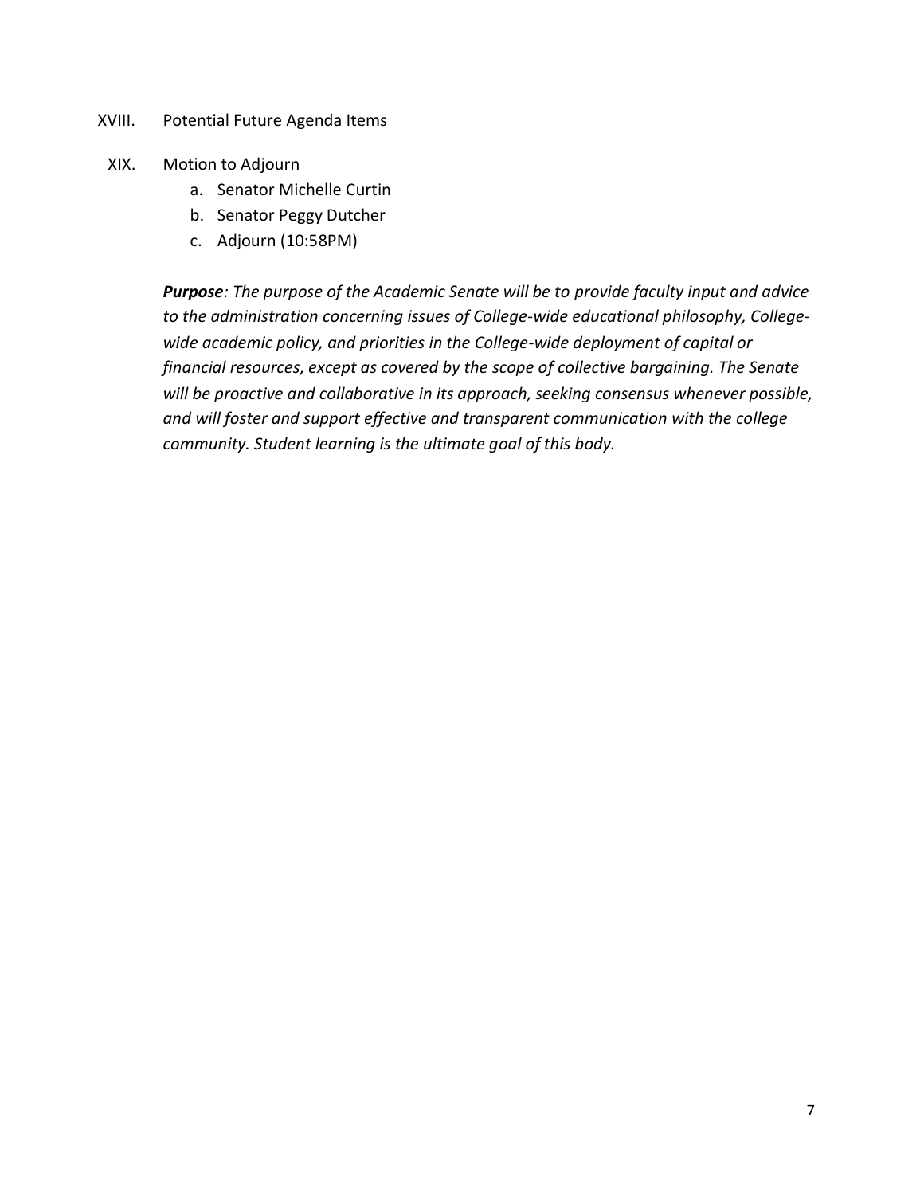XVIII. Potential Future Agenda Items

XIX. Motion to Adjourn

   a. Senator Michelle Curtin
   b. Senator Peggy Dutcher
   c. Adjourn (10:58PM)

***Purpose****: The purpose of the Academic Senate will be to provide faculty input and advice to the administration concerning issues of College-wide educational philosophy, College-wide academic policy, and priorities in the College-wide deployment of capital or financial resources, except as covered by the scope of collective bargaining. The Senate will be proactive and collaborative in its approach, seeking consensus whenever possible, and will foster and support effective and transparent communication with the college community. Student learning is the ultimate goal of this body.*